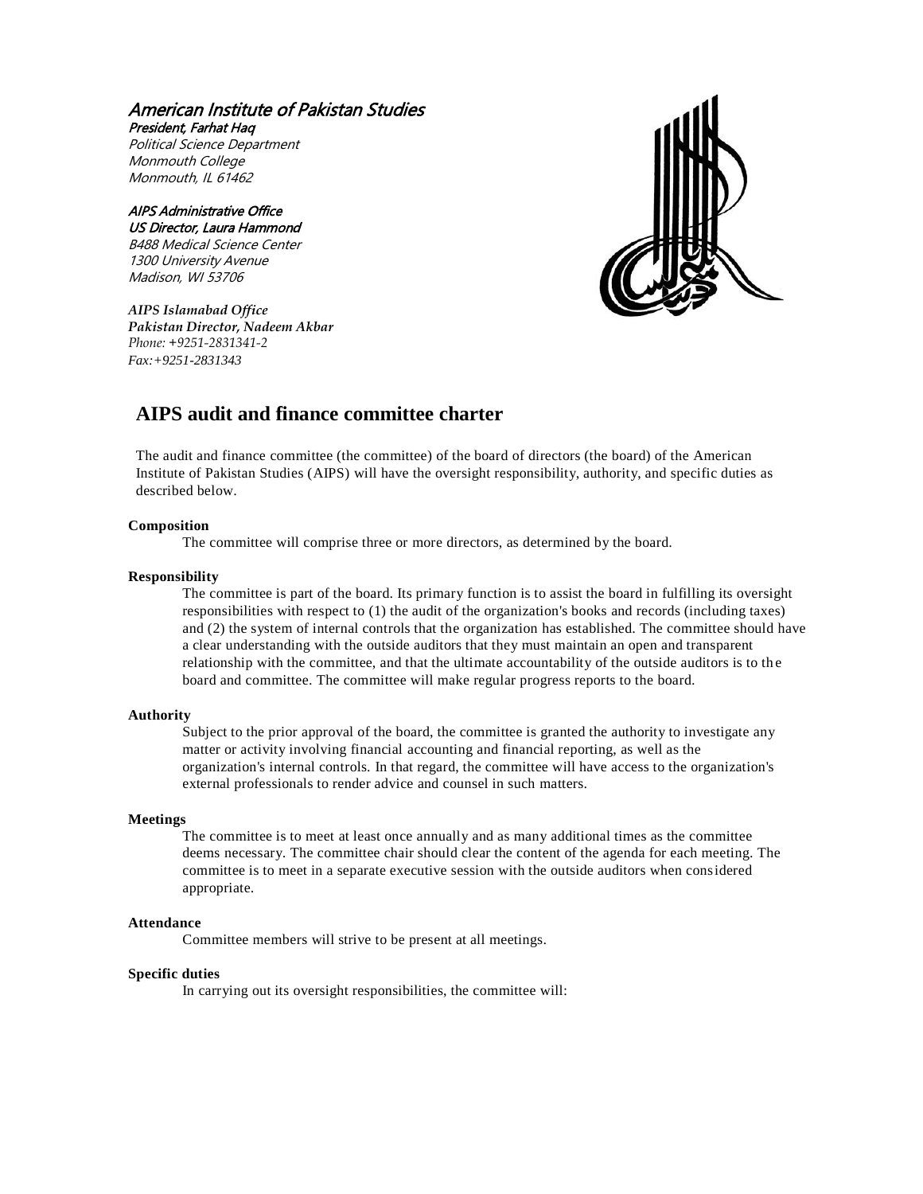*American Institute of Pakistan Studies*
***President, Farhat Haq***
*Political Science Department*
*Monmouth College*
*Monmouth, IL 61462*

***AIPS Administrative Office***
***US Director, Laura Hammond***
*B488 Medical Science Center*
*1300 University Avenue*
*Madison, WI 53706*

***AIPS Islamabad Office***
***Pakistan Director, Nadeem Akbar***
*Phone: +9251-2831341-2*
*Fax:+9251-2831343*

## AIPS audit and finance committee charter

The audit and finance committee (the committee) of the board of directors (the board) of the American Institute of Pakistan Studies (AIPS) will have the oversight responsibility, authority, and specific duties as described below.

**Composition**

The committee will comprise three or more directors, as determined by the board.

**Responsibility**

The committee is part of the board. Its primary function is to assist the board in fulfilling its oversight responsibilities with respect to (1) the audit of the organization's books and records (including taxes) and (2) the system of internal controls that the organization has established. The committee should have a clear understanding with the outside auditors that they must maintain an open and transparent relationship with the committee, and that the ultimate accountability of the outside auditors is to the board and committee. The committee will make regular progress reports to the board.

**Authority**

Subject to the prior approval of the board, the committee is granted the authority to investigate any matter or activity involving financial accounting and financial reporting, as well as the organization's internal controls. In that regard, the committee will have access to the organization's external professionals to render advice and counsel in such matters.

**Meetings**

The committee is to meet at least once annually and as many additional times as the committee deems necessary. The committee chair should clear the content of the agenda for each meeting. The committee is to meet in a separate executive session with the outside auditors when considered appropriate.

**Attendance**

Committee members will strive to be present at all meetings.

**Specific duties**

In carrying out its oversight responsibilities, the committee will: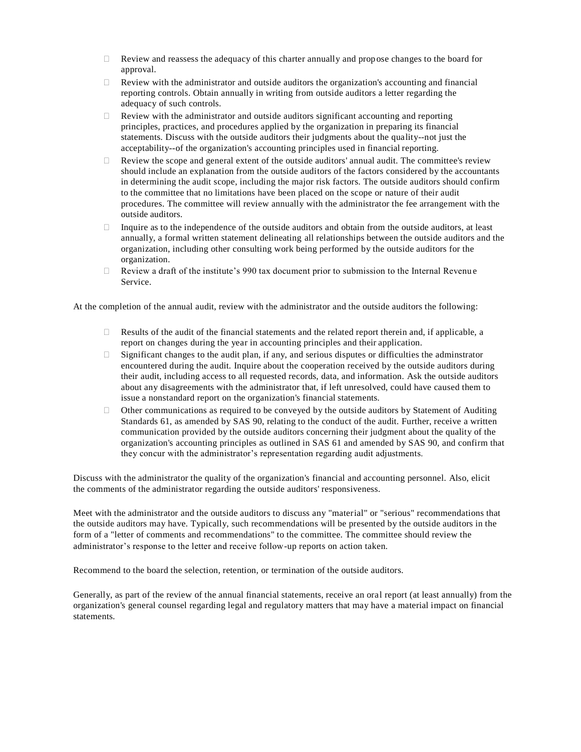- Review and reassess the adequacy of this charter annually and propose changes to the board for approval.
- Review with the administrator and outside auditors the organization's accounting and financial reporting controls. Obtain annually in writing from outside auditors a letter regarding the adequacy of such controls.
- Review with the administrator and outside auditors significant accounting and reporting principles, practices, and procedures applied by the organization in preparing its financial statements. Discuss with the outside auditors their judgments about the quality--not just the acceptability--of the organization's accounting principles used in financial reporting.
- Review the scope and general extent of the outside auditors' annual audit. The committee's review should include an explanation from the outside auditors of the factors considered by the accountants in determining the audit scope, including the major risk factors. The outside auditors should confirm to the committee that no limitations have been placed on the scope or nature of their audit procedures. The committee will review annually with the administrator the fee arrangement with the outside auditors.
- Inquire as to the independence of the outside auditors and obtain from the outside auditors, at least annually, a formal written statement delineating all relationships between the outside auditors and the organization, including other consulting work being performed by the outside auditors for the organization.
- Review a draft of the institute's 990 tax document prior to submission to the Internal Revenue Service.

At the completion of the annual audit, review with the administrator and the outside auditors the following:

- Results of the audit of the financial statements and the related report therein and, if applicable, a report on changes during the year in accounting principles and their application.
- Significant changes to the audit plan, if any, and serious disputes or difficulties the adminstrator encountered during the audit. Inquire about the cooperation received by the outside auditors during their audit, including access to all requested records, data, and information. Ask the outside auditors about any disagreements with the administrator that, if left unresolved, could have caused them to issue a nonstandard report on the organization's financial statements.
- Other communications as required to be conveyed by the outside auditors by Statement of Auditing Standards 61, as amended by SAS 90, relating to the conduct of the audit. Further, receive a written communication provided by the outside auditors concerning their judgment about the quality of the organization's accounting principles as outlined in SAS 61 and amended by SAS 90, and confirm that they concur with the administrator's representation regarding audit adjustments.

Discuss with the administrator the quality of the organization's financial and accounting personnel. Also, elicit the comments of the administrator regarding the outside auditors' responsiveness.

Meet with the administrator and the outside auditors to discuss any "material" or "serious" recommendations that the outside auditors may have. Typically, such recommendations will be presented by the outside auditors in the form of a "letter of comments and recommendations" to the committee. The committee should review the administrator's response to the letter and receive follow-up reports on action taken.

Recommend to the board the selection, retention, or termination of the outside auditors.

Generally, as part of the review of the annual financial statements, receive an oral report (at least annually) from the organization's general counsel regarding legal and regulatory matters that may have a material impact on financial statements.